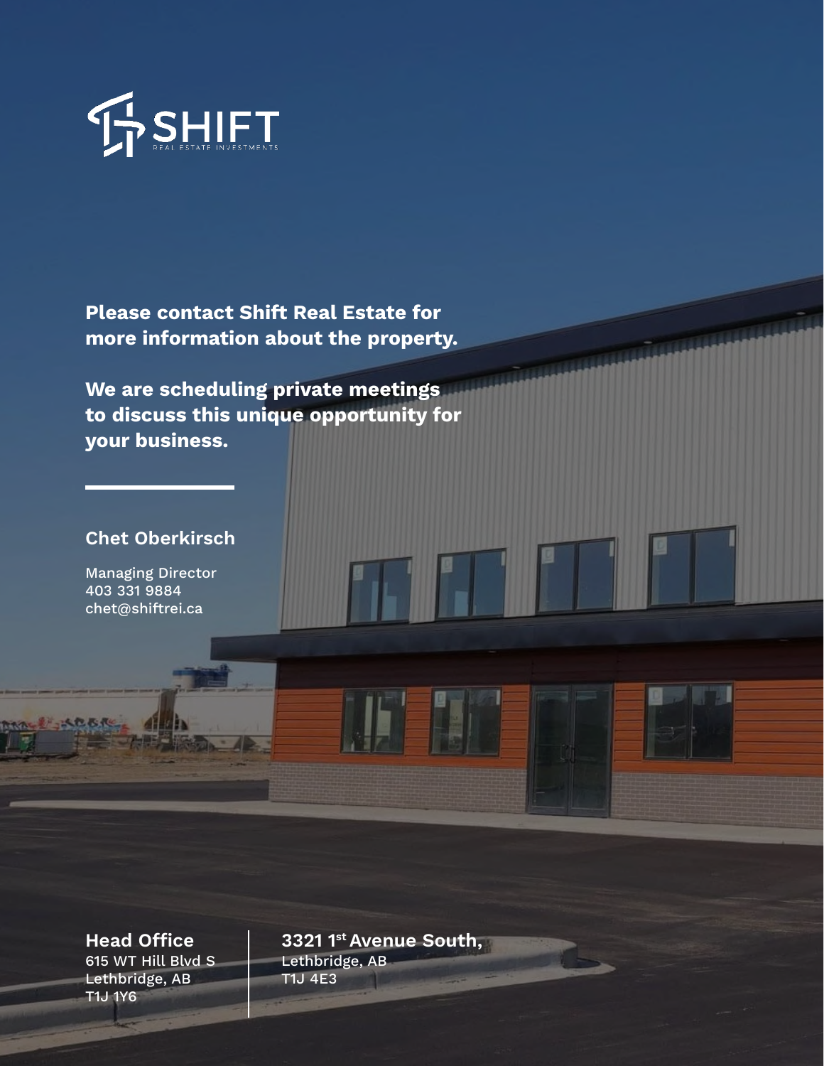SHIFT

REAL ESTATE INVESTMENTS

**Please contact Shift Real Estate for more information about the property.**

**We are scheduling private meetings to discuss this unique opportunity for your business.**

---

### Chet Oberkirsch

Managing Director
403 331 9884
chet@shiftrei.ca

**Head Office**
615 WT Hill Blvd S
Lethbridge, AB
T1J 1Y6

**3321 1st Avenue South,**
Lethbridge, AB
T1J 4E3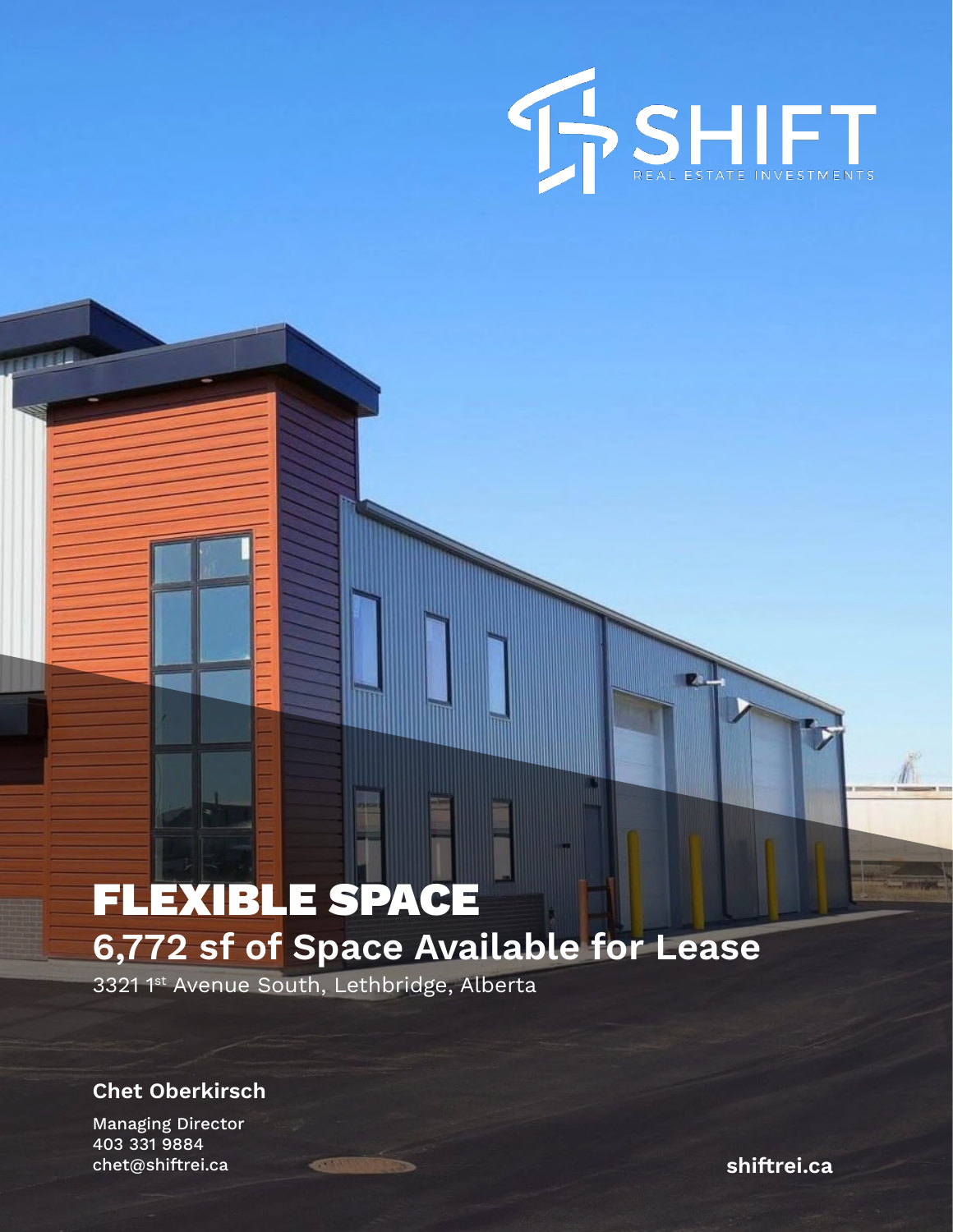SHIFT

REAL ESTATE INVESTMENTS

# FLEXIBLE SPACE

## 6,772 sf of Space Available for Lease

3321 1st Avenue South, Lethbridge, Alberta

**Chet Oberkirsch**

Managing Director
403 331 9884
chet@shiftrei.ca

**shiftrei.ca**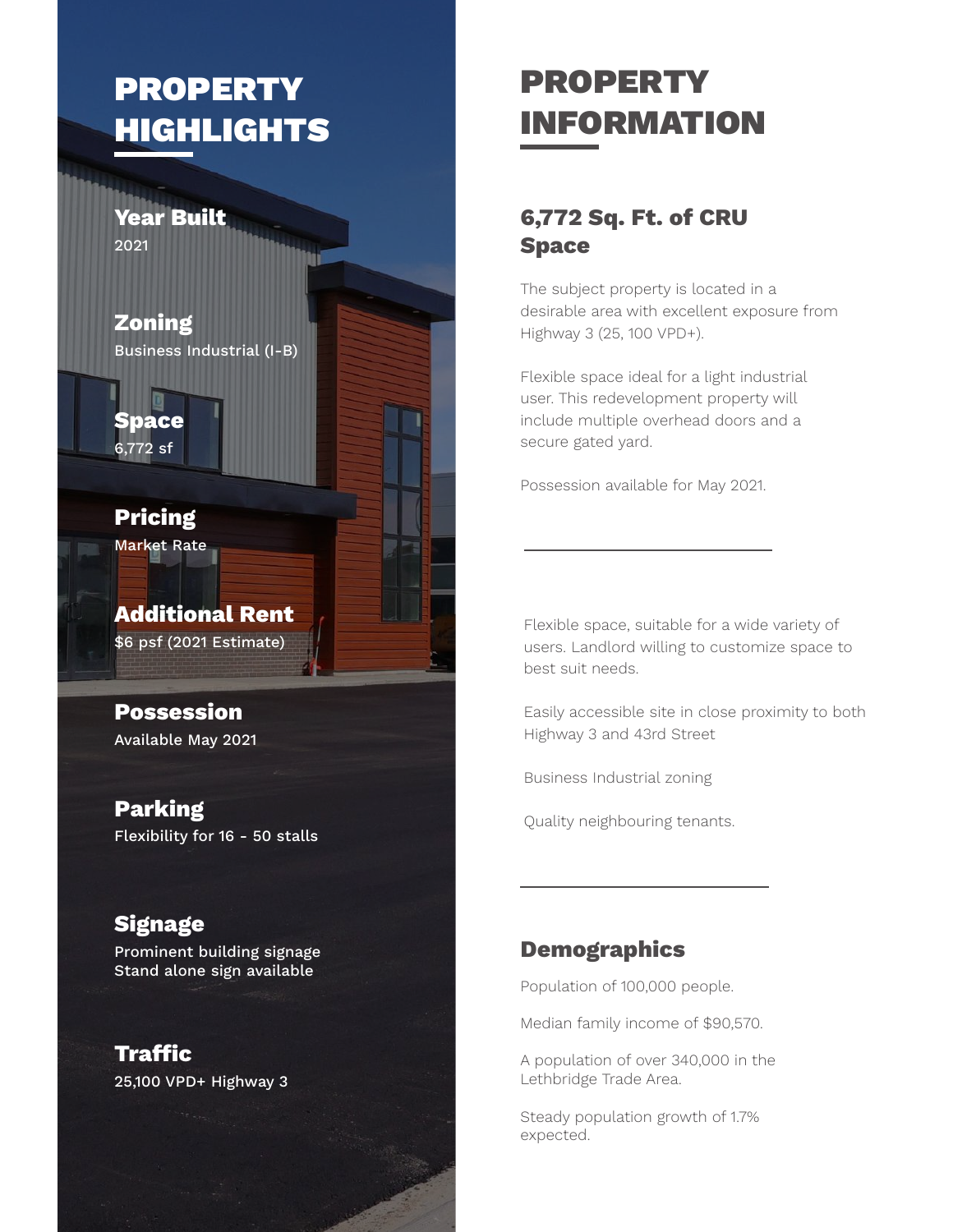# PROPERTY HIGHLIGHTS

**Year Built**
2021

**Zoning**
Business Industrial (I-B)

**Space**
6,772 sf

**Pricing**
Market Rate

**Additional Rent**
$6 psf (2021 Estimate)

**Possession**
Available May 2021

**Parking**
Flexibility for 16 - 50 stalls

**Signage**
Prominent building signage
Stand alone sign available

**Traffic**
25,100 VPD+ Highway 3

# PROPERTY INFORMATION

## 6,772 Sq. Ft. of CRU Space

The subject property is located in a desirable area with excellent exposure from Highway 3 (25, 100 VPD+).

Flexible space ideal for a light industrial user. This redevelopment property will include multiple overhead doors and a secure gated yard.

Possession available for May 2021.

---

Flexible space, suitable for a wide variety of users. Landlord willing to customize space to best suit needs.

Easily accessible site in close proximity to both Highway 3 and 43rd Street

Business Industrial zoning

Quality neighbouring tenants.

---

## Demographics

Population of 100,000 people.

Median family income of $90,570.

A population of over 340,000 in the Lethbridge Trade Area.

Steady population growth of 1.7% expected.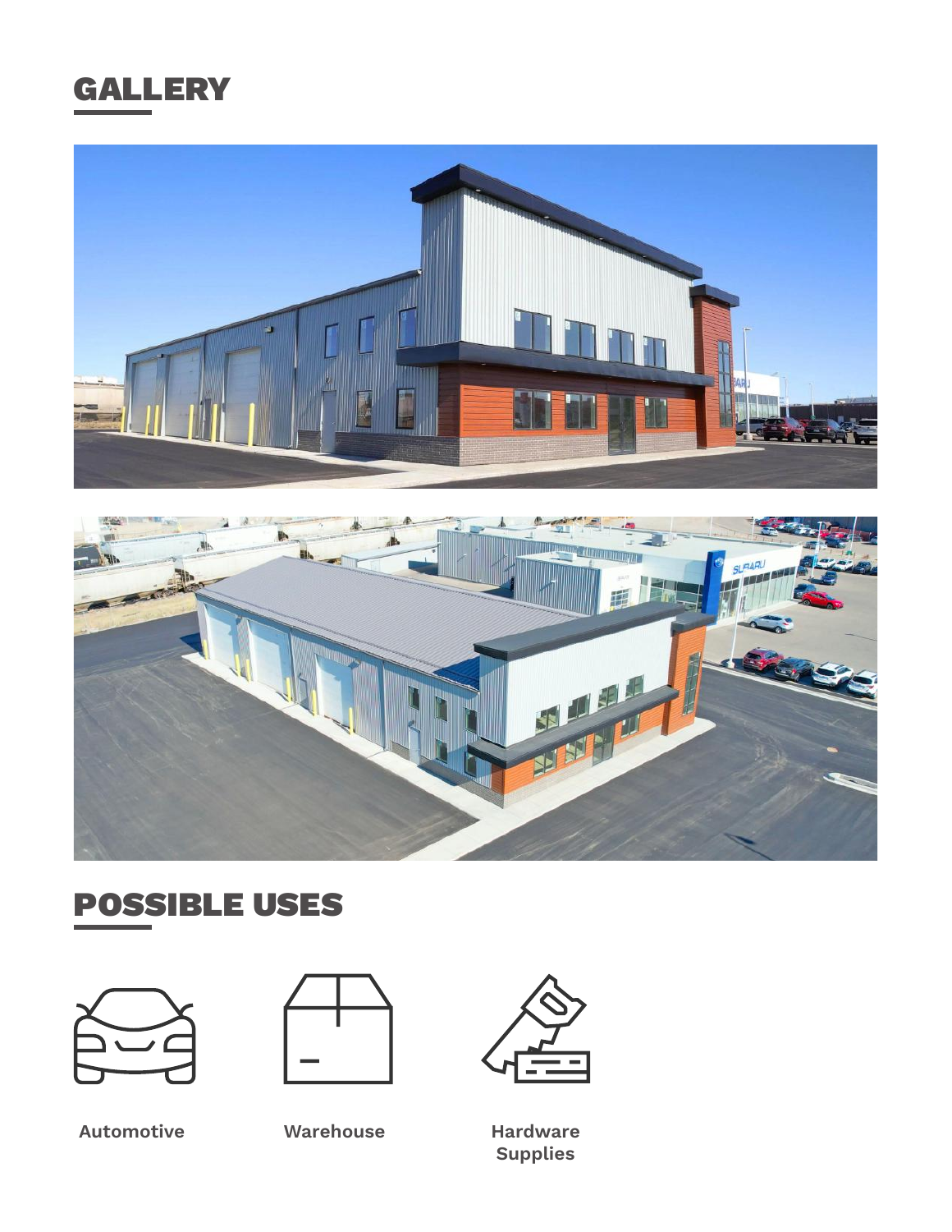# GALLERY

# POSSIBLE USES

- Automotive
- Warehouse
- Hardware Supplies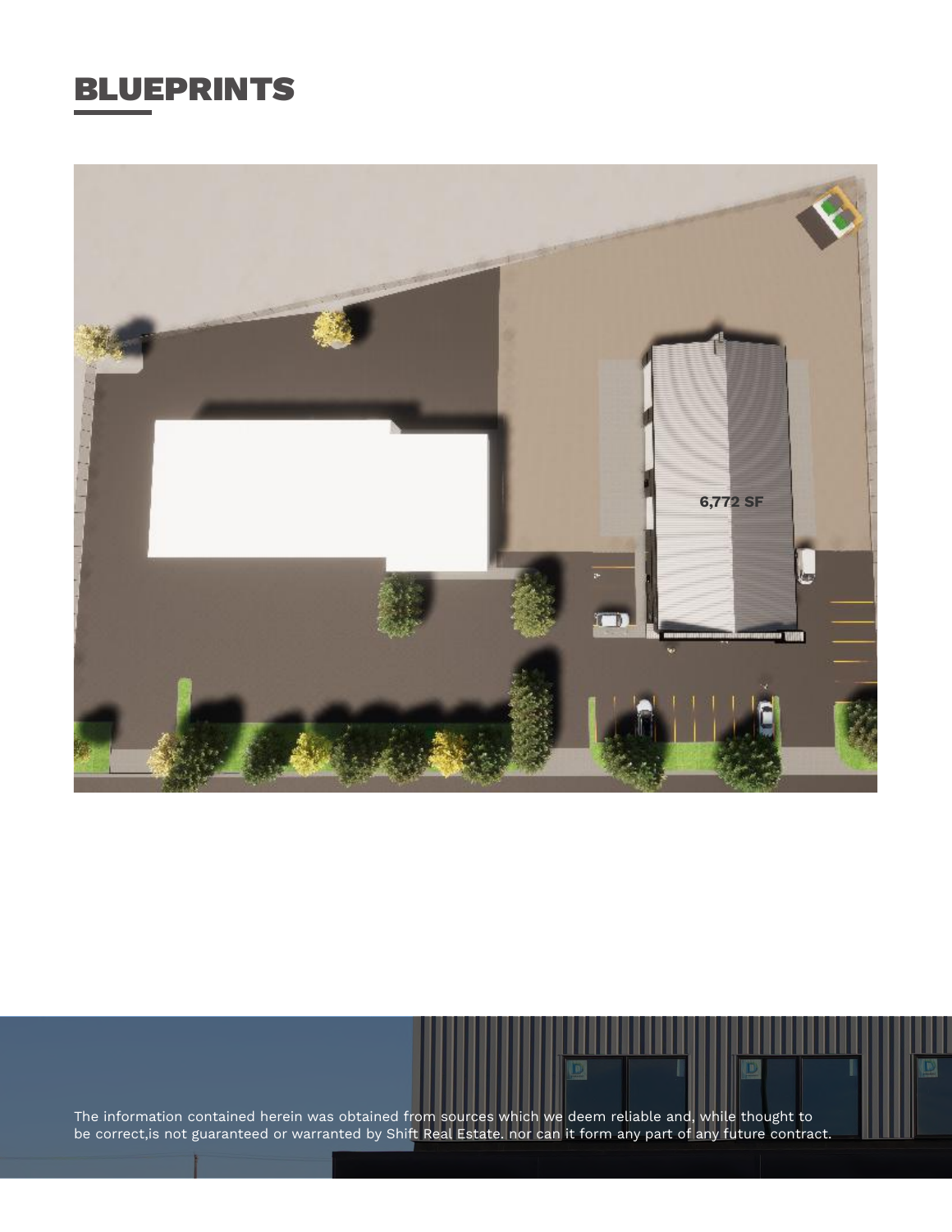# BLUEPRINTS

6,772 SF

The information contained herein was obtained from sources which we deem reliable and, while thought to be correct,is not guaranteed or warranted by Shift Real Estate. nor can it form any part of any future contract.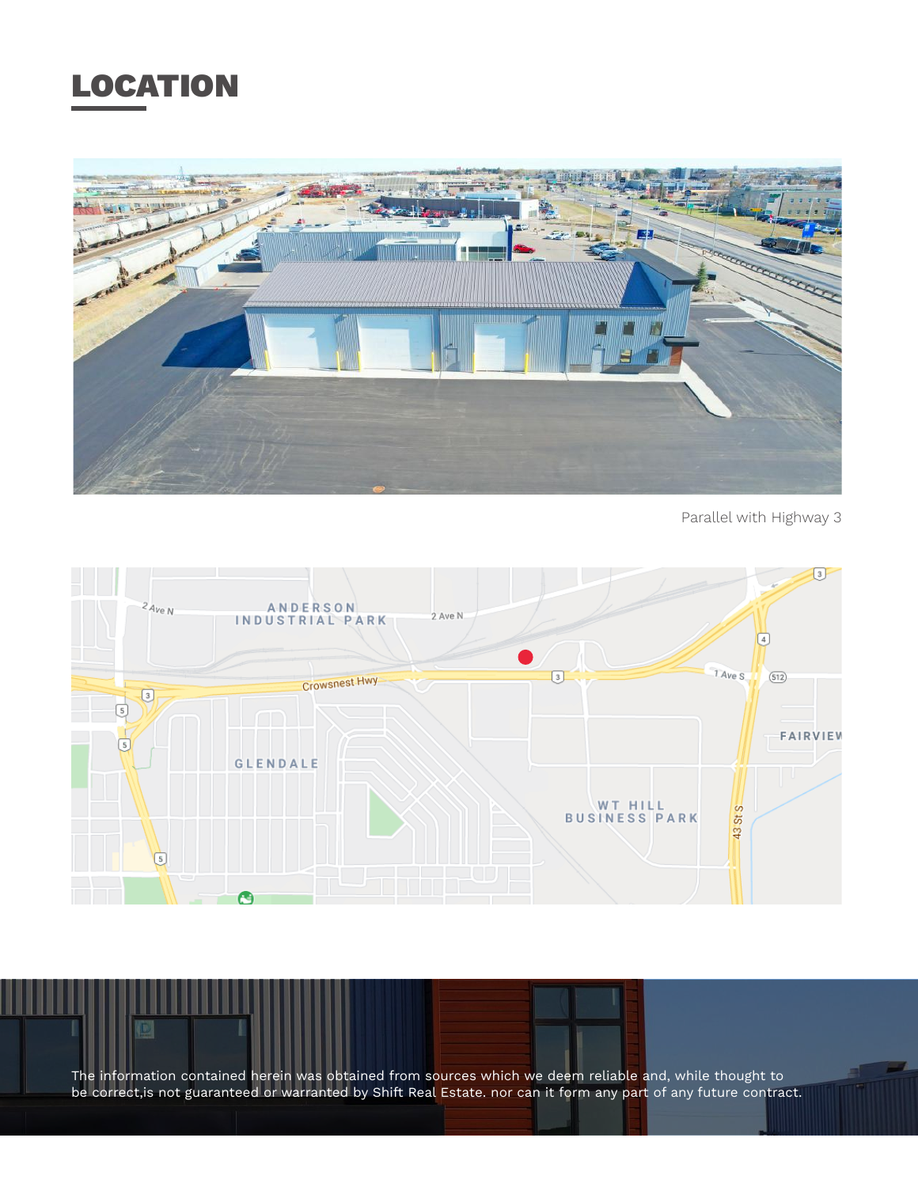# LOCATION

Parallel with Highway 3

The information contained herein was obtained from sources which we deem reliable and, while thought to be correct,is not guaranteed or warranted by Shift Real Estate. nor can it form any part of any future contract.